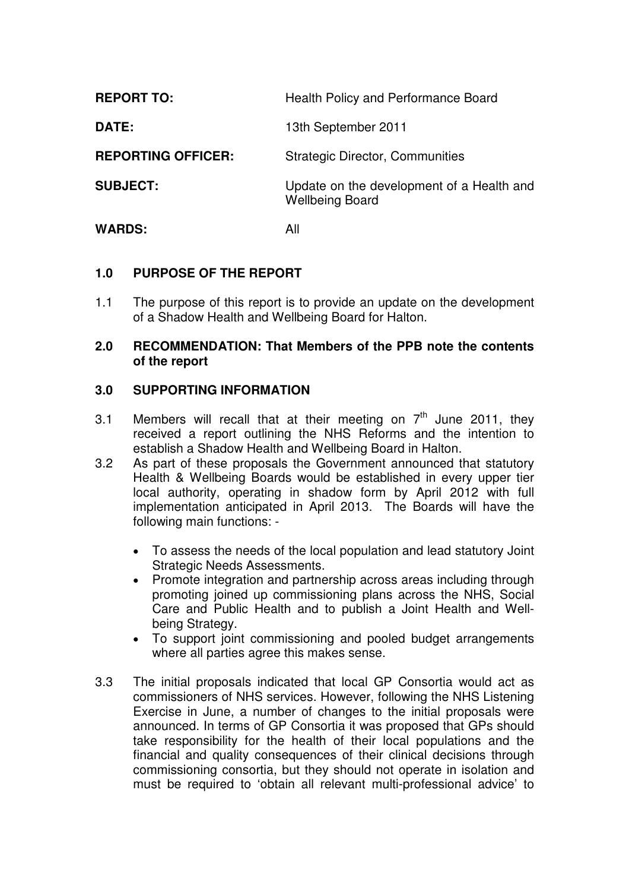| | |
|---|---|
| **REPORT TO:** | Health Policy and Performance Board |
| **DATE:** | 13th September 2011 |
| **REPORTING OFFICER:** | Strategic Director, Communities |
| **SUBJECT:** | Update on the development of a Health and Wellbeing Board |
| **WARDS:** | All |

## 1.0 PURPOSE OF THE REPORT

1.1 The purpose of this report is to provide an update on the development of a Shadow Health and Wellbeing Board for Halton.

## 2.0 RECOMMENDATION: That Members of the PPB note the contents of the report

## 3.0 SUPPORTING INFORMATION

3.1 Members will recall that at their meeting on 7th June 2011, they received a report outlining the NHS Reforms and the intention to establish a Shadow Health and Wellbeing Board in Halton.

3.2 As part of these proposals the Government announced that statutory Health & Wellbeing Boards would be established in every upper tier local authority, operating in shadow form by April 2012 with full implementation anticipated in April 2013. The Boards will have the following main functions: -

- To assess the needs of the local population and lead statutory Joint Strategic Needs Assessments.
- Promote integration and partnership across areas including through promoting joined up commissioning plans across the NHS, Social Care and Public Health and to publish a Joint Health and Well-being Strategy.
- To support joint commissioning and pooled budget arrangements where all parties agree this makes sense.

3.3 The initial proposals indicated that local GP Consortia would act as commissioners of NHS services. However, following the NHS Listening Exercise in June, a number of changes to the initial proposals were announced. In terms of GP Consortia it was proposed that GPs should take responsibility for the health of their local populations and the financial and quality consequences of their clinical decisions through commissioning consortia, but they should not operate in isolation and must be required to 'obtain all relevant multi-professional advice' to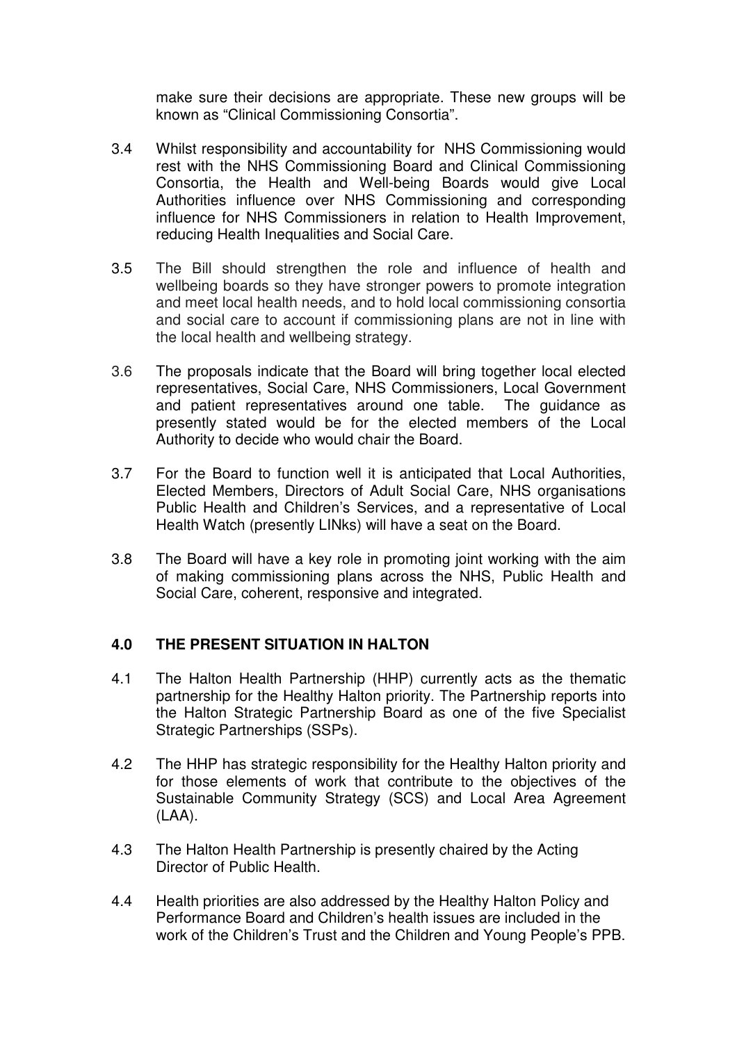make sure their decisions are appropriate. These new groups will be known as "Clinical Commissioning Consortia".

3.4 Whilst responsibility and accountability for NHS Commissioning would rest with the NHS Commissioning Board and Clinical Commissioning Consortia, the Health and Well-being Boards would give Local Authorities influence over NHS Commissioning and corresponding influence for NHS Commissioners in relation to Health Improvement, reducing Health Inequalities and Social Care.

3.5 The Bill should strengthen the role and influence of health and wellbeing boards so they have stronger powers to promote integration and meet local health needs, and to hold local commissioning consortia and social care to account if commissioning plans are not in line with the local health and wellbeing strategy.

3.6 The proposals indicate that the Board will bring together local elected representatives, Social Care, NHS Commissioners, Local Government and patient representatives around one table. The guidance as presently stated would be for the elected members of the Local Authority to decide who would chair the Board.

3.7 For the Board to function well it is anticipated that Local Authorities, Elected Members, Directors of Adult Social Care, NHS organisations Public Health and Children's Services, and a representative of Local Health Watch (presently LINks) will have a seat on the Board.

3.8 The Board will have a key role in promoting joint working with the aim of making commissioning plans across the NHS, Public Health and Social Care, coherent, responsive and integrated.

## 4.0 THE PRESENT SITUATION IN HALTON

4.1 The Halton Health Partnership (HHP) currently acts as the thematic partnership for the Healthy Halton priority. The Partnership reports into the Halton Strategic Partnership Board as one of the five Specialist Strategic Partnerships (SSPs).

4.2 The HHP has strategic responsibility for the Healthy Halton priority and for those elements of work that contribute to the objectives of the Sustainable Community Strategy (SCS) and Local Area Agreement (LAA).

4.3 The Halton Health Partnership is presently chaired by the Acting Director of Public Health.

4.4 Health priorities are also addressed by the Healthy Halton Policy and Performance Board and Children's health issues are included in the work of the Children's Trust and the Children and Young People's PPB.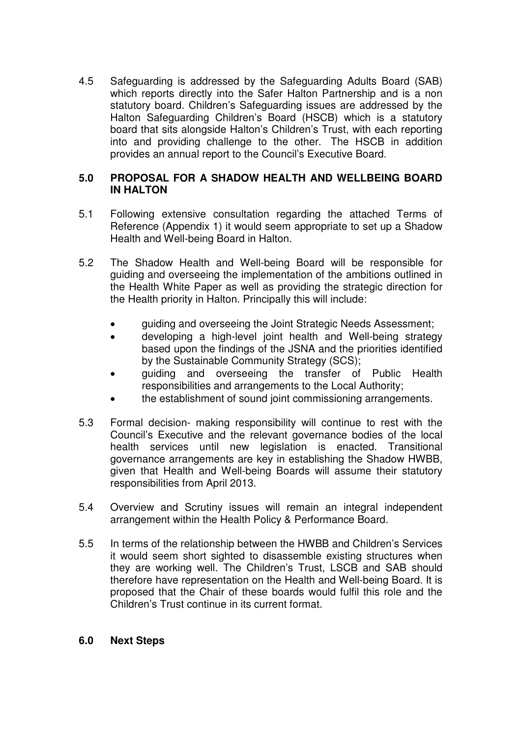4.5 Safeguarding is addressed by the Safeguarding Adults Board (SAB) which reports directly into the Safer Halton Partnership and is a non statutory board. Children's Safeguarding issues are addressed by the Halton Safeguarding Children's Board (HSCB) which is a statutory board that sits alongside Halton's Children's Trust, with each reporting into and providing challenge to the other. The HSCB in addition provides an annual report to the Council's Executive Board.

## 5.0 PROPOSAL FOR A SHADOW HEALTH AND WELLBEING BOARD IN HALTON

5.1 Following extensive consultation regarding the attached Terms of Reference (Appendix 1) it would seem appropriate to set up a Shadow Health and Well-being Board in Halton.

5.2 The Shadow Health and Well-being Board will be responsible for guiding and overseeing the implementation of the ambitions outlined in the Health White Paper as well as providing the strategic direction for the Health priority in Halton. Principally this will include:

- guiding and overseeing the Joint Strategic Needs Assessment;
- developing a high-level joint health and Well-being strategy based upon the findings of the JSNA and the priorities identified by the Sustainable Community Strategy (SCS);
- guiding and overseeing the transfer of Public Health responsibilities and arrangements to the Local Authority;
- the establishment of sound joint commissioning arrangements.

5.3 Formal decision- making responsibility will continue to rest with the Council's Executive and the relevant governance bodies of the local health services until new legislation is enacted. Transitional governance arrangements are key in establishing the Shadow HWBB, given that Health and Well-being Boards will assume their statutory responsibilities from April 2013.

5.4 Overview and Scrutiny issues will remain an integral independent arrangement within the Health Policy & Performance Board.

5.5 In terms of the relationship between the HWBB and Children's Services it would seem short sighted to disassemble existing structures when they are working well. The Children's Trust, LSCB and SAB should therefore have representation on the Health and Well-being Board. It is proposed that the Chair of these boards would fulfil this role and the Children's Trust continue in its current format.

## 6.0 Next Steps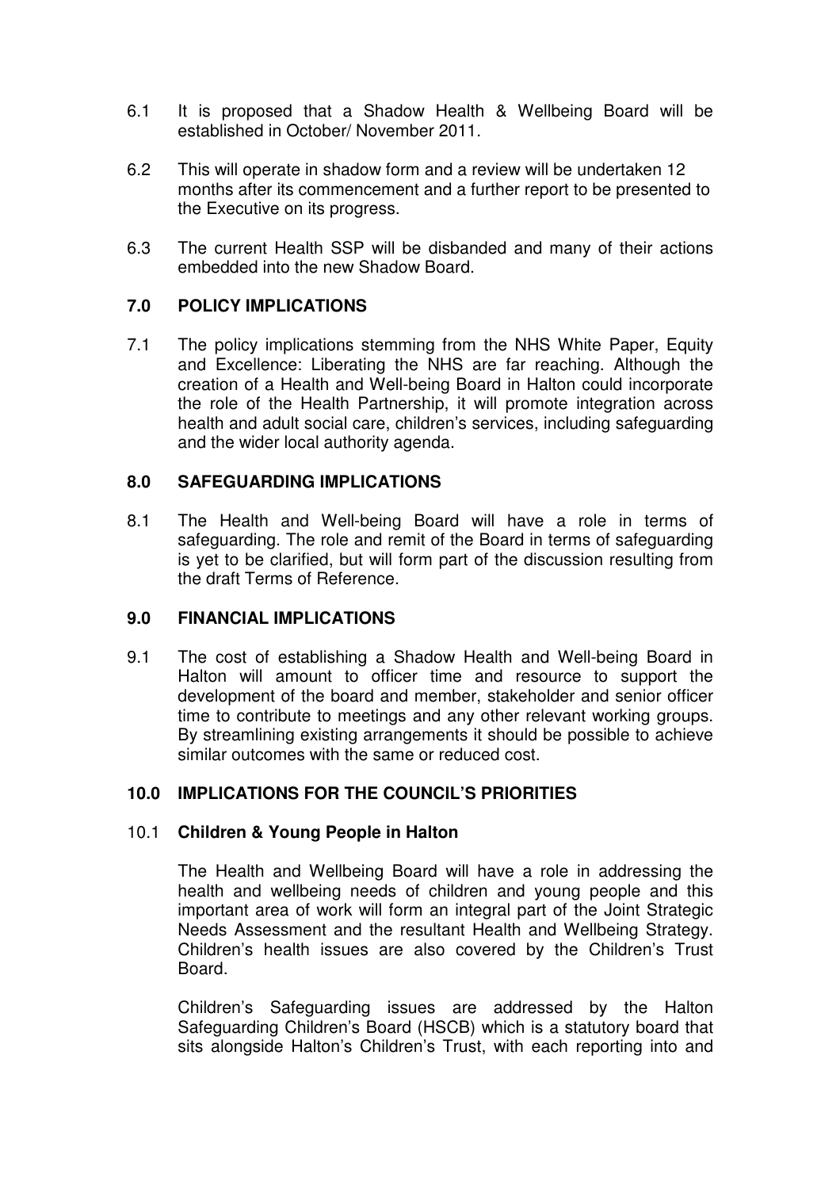6.1 It is proposed that a Shadow Health & Wellbeing Board will be established in October/ November 2011.

6.2 This will operate in shadow form and a review will be undertaken 12 months after its commencement and a further report to be presented to the Executive on its progress.

6.3 The current Health SSP will be disbanded and many of their actions embedded into the new Shadow Board.

## 7.0 POLICY IMPLICATIONS

7.1 The policy implications stemming from the NHS White Paper, Equity and Excellence: Liberating the NHS are far reaching. Although the creation of a Health and Well-being Board in Halton could incorporate the role of the Health Partnership, it will promote integration across health and adult social care, children's services, including safeguarding and the wider local authority agenda.

## 8.0 SAFEGUARDING IMPLICATIONS

8.1 The Health and Well-being Board will have a role in terms of safeguarding. The role and remit of the Board in terms of safeguarding is yet to be clarified, but will form part of the discussion resulting from the draft Terms of Reference.

## 9.0 FINANCIAL IMPLICATIONS

9.1 The cost of establishing a Shadow Health and Well-being Board in Halton will amount to officer time and resource to support the development of the board and member, stakeholder and senior officer time to contribute to meetings and any other relevant working groups. By streamlining existing arrangements it should be possible to achieve similar outcomes with the same or reduced cost.

## 10.0 IMPLICATIONS FOR THE COUNCIL'S PRIORITIES

### 10.1 Children & Young People in Halton

The Health and Wellbeing Board will have a role in addressing the health and wellbeing needs of children and young people and this important area of work will form an integral part of the Joint Strategic Needs Assessment and the resultant Health and Wellbeing Strategy. Children's health issues are also covered by the Children's Trust Board.

Children's Safeguarding issues are addressed by the Halton Safeguarding Children's Board (HSCB) which is a statutory board that sits alongside Halton's Children's Trust, with each reporting into and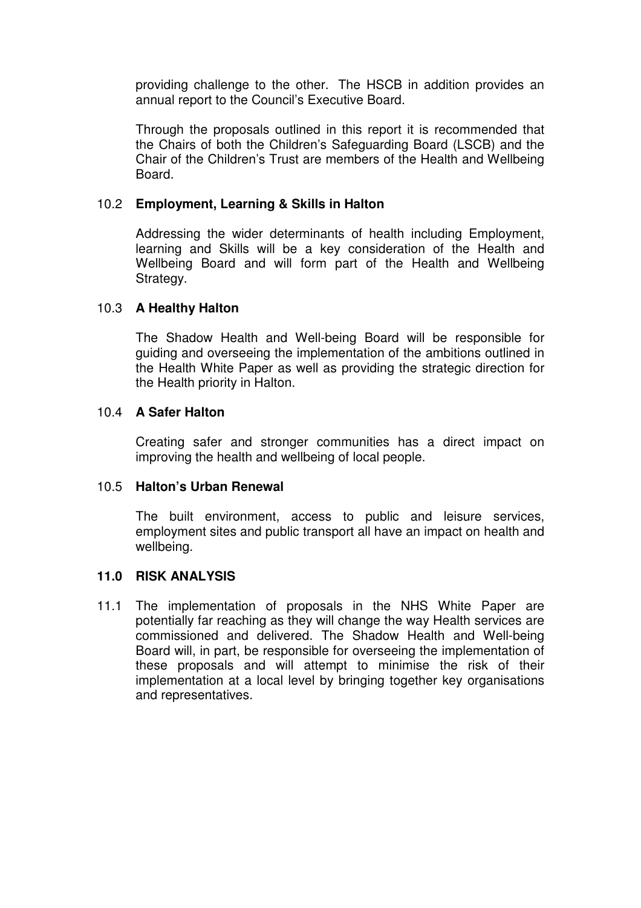providing challenge to the other. The HSCB in addition provides an annual report to the Council's Executive Board.

Through the proposals outlined in this report it is recommended that the Chairs of both the Children's Safeguarding Board (LSCB) and the Chair of the Children's Trust are members of the Health and Wellbeing Board.

### 10.2 Employment, Learning & Skills in Halton

Addressing the wider determinants of health including Employment, learning and Skills will be a key consideration of the Health and Wellbeing Board and will form part of the Health and Wellbeing Strategy.

### 10.3 A Healthy Halton

The Shadow Health and Well-being Board will be responsible for guiding and overseeing the implementation of the ambitions outlined in the Health White Paper as well as providing the strategic direction for the Health priority in Halton.

### 10.4 A Safer Halton

Creating safer and stronger communities has a direct impact on improving the health and wellbeing of local people.

### 10.5 Halton's Urban Renewal

The built environment, access to public and leisure services, employment sites and public transport all have an impact on health and wellbeing.

## 11.0 RISK ANALYSIS

11.1 The implementation of proposals in the NHS White Paper are potentially far reaching as they will change the way Health services are commissioned and delivered. The Shadow Health and Well-being Board will, in part, be responsible for overseeing the implementation of these proposals and will attempt to minimise the risk of their implementation at a local level by bringing together key organisations and representatives.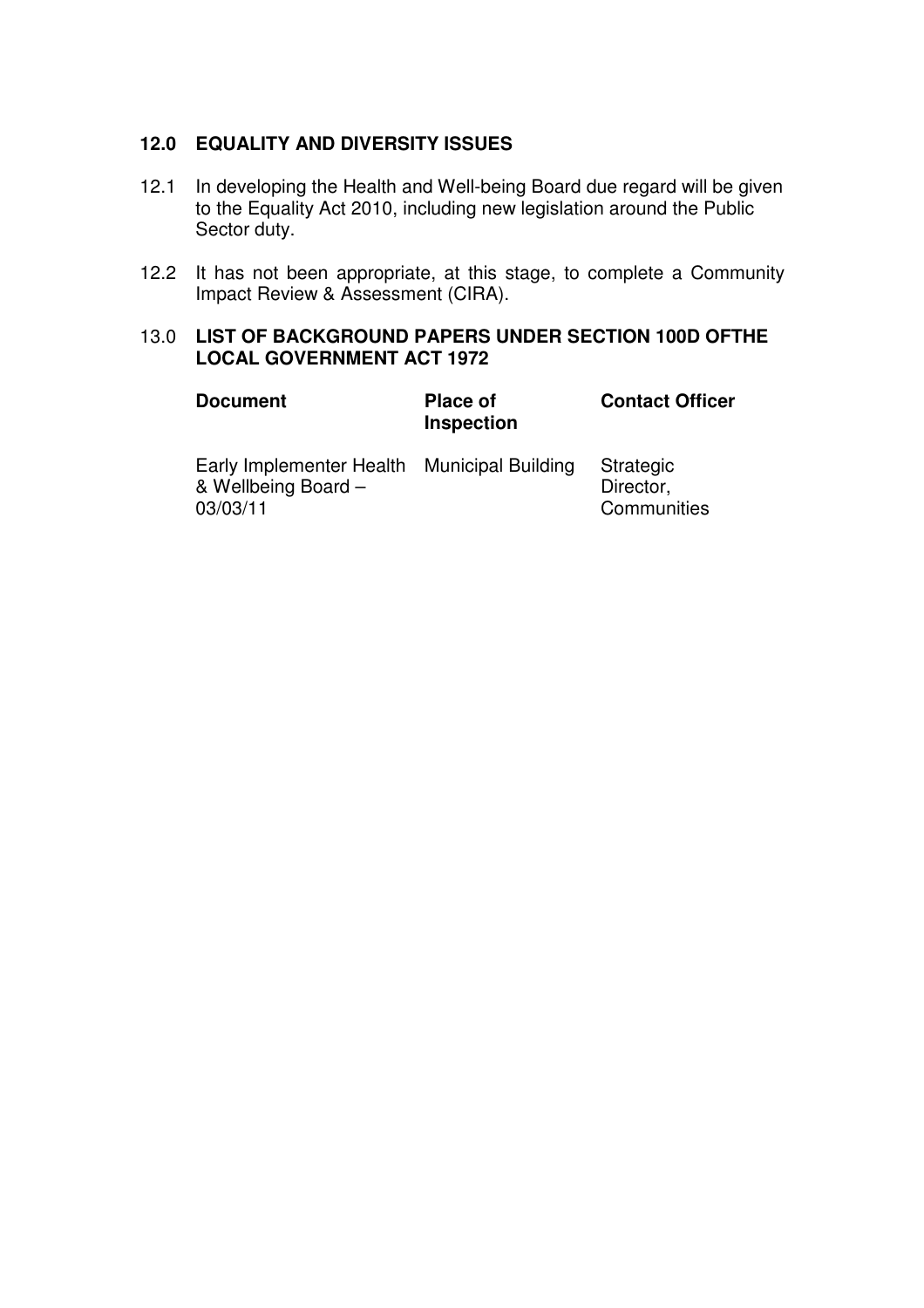## 12.0 EQUALITY AND DIVERSITY ISSUES

12.1 In developing the Health and Well-being Board due regard will be given to the Equality Act 2010, including new legislation around the Public Sector duty.

12.2 It has not been appropriate, at this stage, to complete a Community Impact Review & Assessment (CIRA).

## 13.0 LIST OF BACKGROUND PAPERS UNDER SECTION 100D OFTHE LOCAL GOVERNMENT ACT 1972

| Document | Place of Inspection | Contact Officer |
| --- | --- | --- |
| Early Implementer Health & Wellbeing Board – 03/03/11 | Municipal Building | Strategic Director, Communities |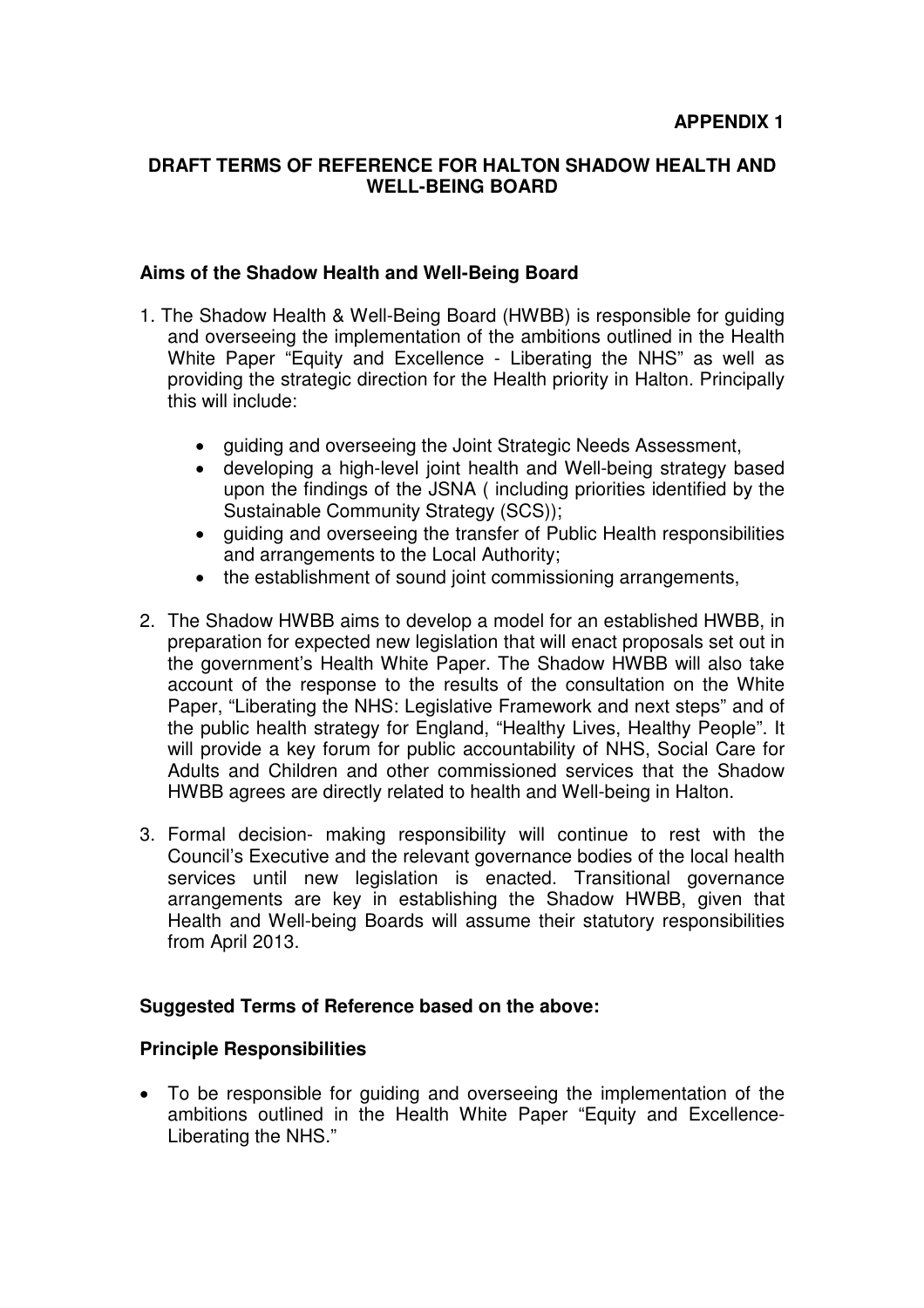**APPENDIX 1**

## DRAFT TERMS OF REFERENCE FOR HALTON SHADOW HEALTH AND WELL-BEING BOARD

### Aims of the Shadow Health and Well-Being Board

1. The Shadow Health & Well-Being Board (HWBB) is responsible for guiding and overseeing the implementation of the ambitions outlined in the Health White Paper "Equity and Excellence - Liberating the NHS" as well as providing the strategic direction for the Health priority in Halton. Principally this will include:

    - guiding and overseeing the Joint Strategic Needs Assessment,
    - developing a high-level joint health and Well-being strategy based upon the findings of the JSNA ( including priorities identified by the Sustainable Community Strategy (SCS));
    - guiding and overseeing the transfer of Public Health responsibilities and arrangements to the Local Authority;
    - the establishment of sound joint commissioning arrangements,

2. The Shadow HWBB aims to develop a model for an established HWBB, in preparation for expected new legislation that will enact proposals set out in the government's Health White Paper. The Shadow HWBB will also take account of the response to the results of the consultation on the White Paper, "Liberating the NHS: Legislative Framework and next steps" and of the public health strategy for England, "Healthy Lives, Healthy People". It will provide a key forum for public accountability of NHS, Social Care for Adults and Children and other commissioned services that the Shadow HWBB agrees are directly related to health and Well-being in Halton.

3. Formal decision- making responsibility will continue to rest with the Council's Executive and the relevant governance bodies of the local health services until new legislation is enacted. Transitional governance arrangements are key in establishing the Shadow HWBB, given that Health and Well-being Boards will assume their statutory responsibilities from April 2013.

### Suggested Terms of Reference based on the above:

### Principle Responsibilities

- To be responsible for guiding and overseeing the implementation of the ambitions outlined in the Health White Paper "Equity and Excellence- Liberating the NHS."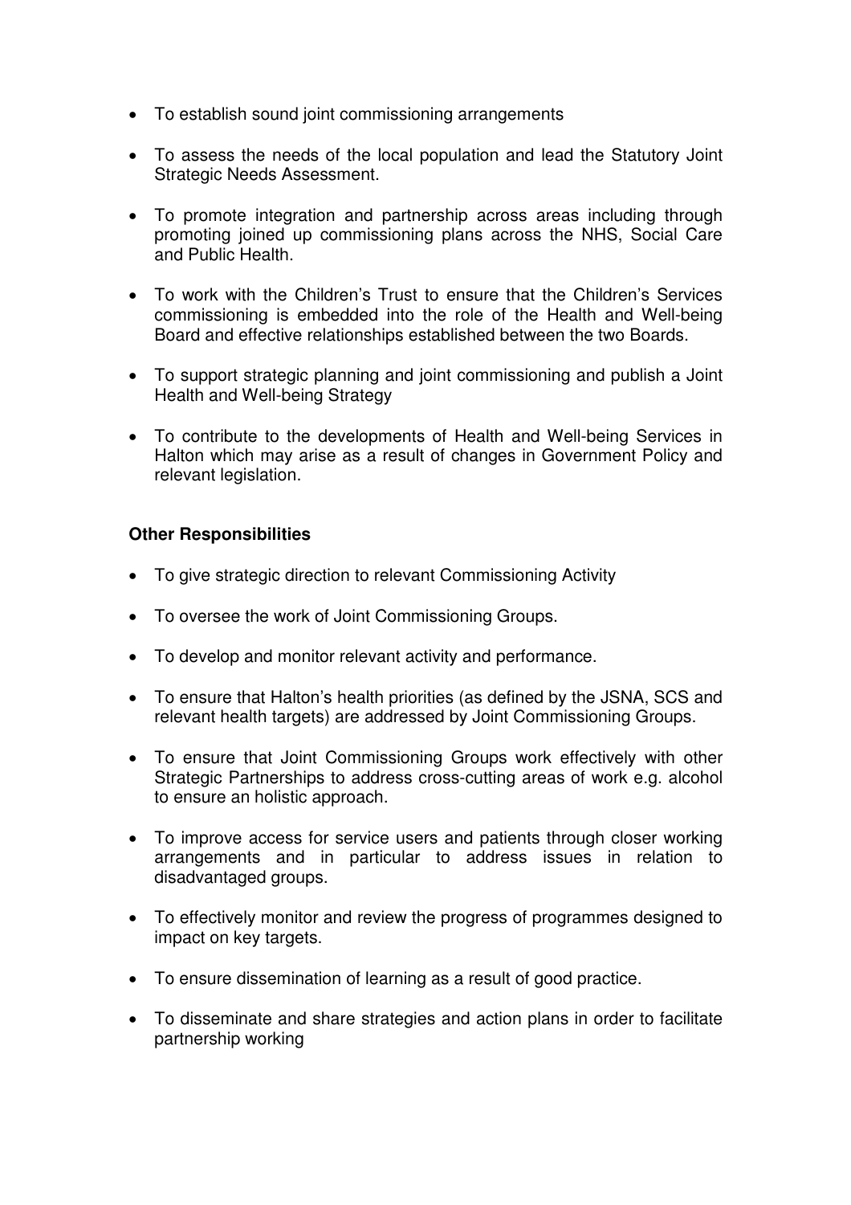- To establish sound joint commissioning arrangements
- To assess the needs of the local population and lead the Statutory Joint Strategic Needs Assessment.
- To promote integration and partnership across areas including through promoting joined up commissioning plans across the NHS, Social Care and Public Health.
- To work with the Children's Trust to ensure that the Children's Services commissioning is embedded into the role of the Health and Well-being Board and effective relationships established between the two Boards.
- To support strategic planning and joint commissioning and publish a Joint Health and Well-being Strategy
- To contribute to the developments of Health and Well-being Services in Halton which may arise as a result of changes in Government Policy and relevant legislation.

**Other Responsibilities**

- To give strategic direction to relevant Commissioning Activity
- To oversee the work of Joint Commissioning Groups.
- To develop and monitor relevant activity and performance.
- To ensure that Halton's health priorities (as defined by the JSNA, SCS and relevant health targets) are addressed by Joint Commissioning Groups.
- To ensure that Joint Commissioning Groups work effectively with other Strategic Partnerships to address cross-cutting areas of work e.g. alcohol to ensure an holistic approach.
- To improve access for service users and patients through closer working arrangements and in particular to address issues in relation to disadvantaged groups.
- To effectively monitor and review the progress of programmes designed to impact on key targets.
- To ensure dissemination of learning as a result of good practice.
- To disseminate and share strategies and action plans in order to facilitate partnership working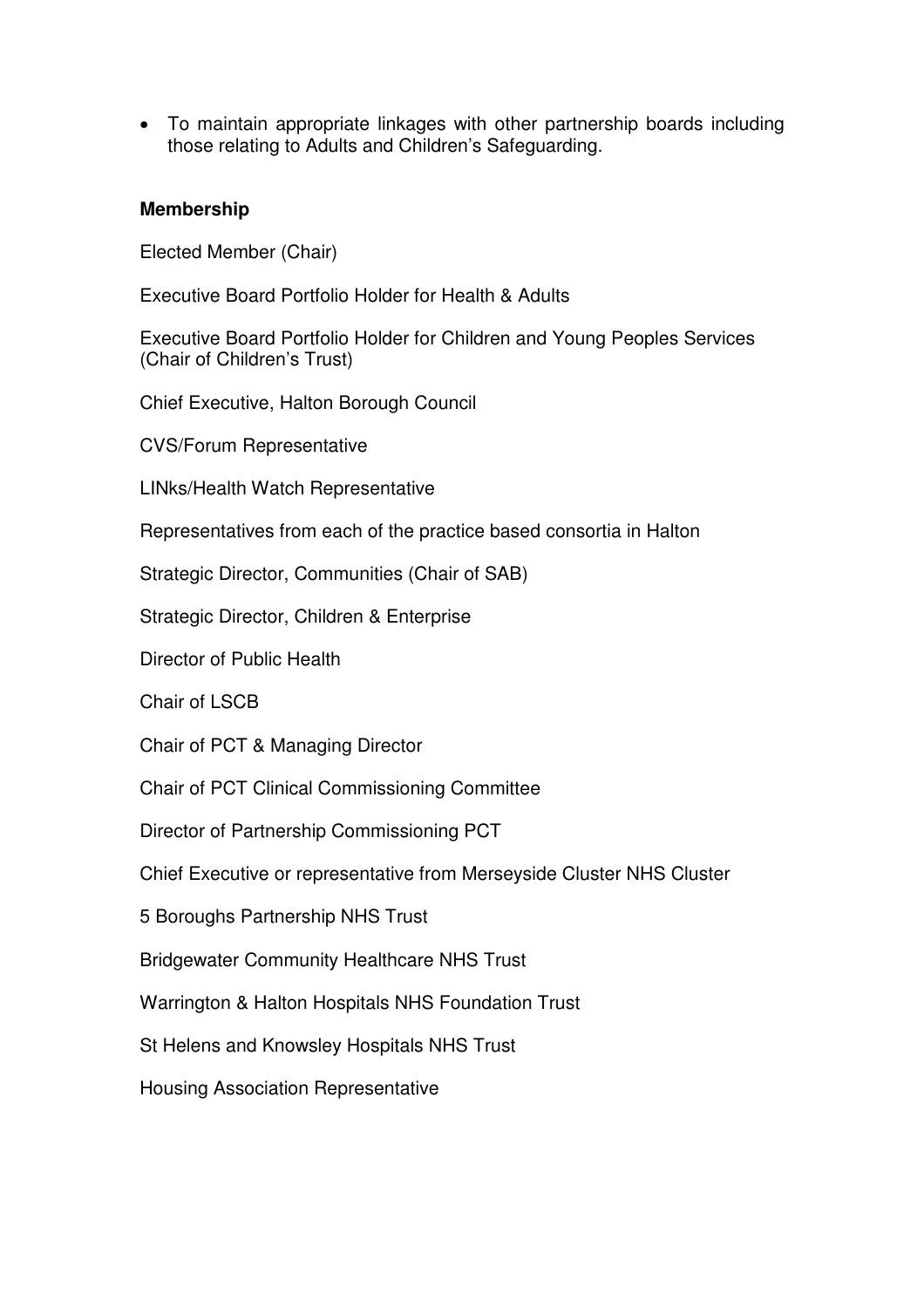- To maintain appropriate linkages with other partnership boards including those relating to Adults and Children's Safeguarding.

**Membership**

Elected Member (Chair)

Executive Board Portfolio Holder for Health & Adults

Executive Board Portfolio Holder for Children and Young Peoples Services (Chair of Children's Trust)

Chief Executive, Halton Borough Council

CVS/Forum Representative

LINks/Health Watch Representative

Representatives from each of the practice based consortia in Halton

Strategic Director, Communities (Chair of SAB)

Strategic Director, Children & Enterprise

Director of Public Health

Chair of LSCB

Chair of PCT & Managing Director

Chair of PCT Clinical Commissioning Committee

Director of Partnership Commissioning PCT

Chief Executive or representative from Merseyside Cluster NHS Cluster

5 Boroughs Partnership NHS Trust

Bridgewater Community Healthcare NHS Trust

Warrington & Halton Hospitals NHS Foundation Trust

St Helens and Knowsley Hospitals NHS Trust

Housing Association Representative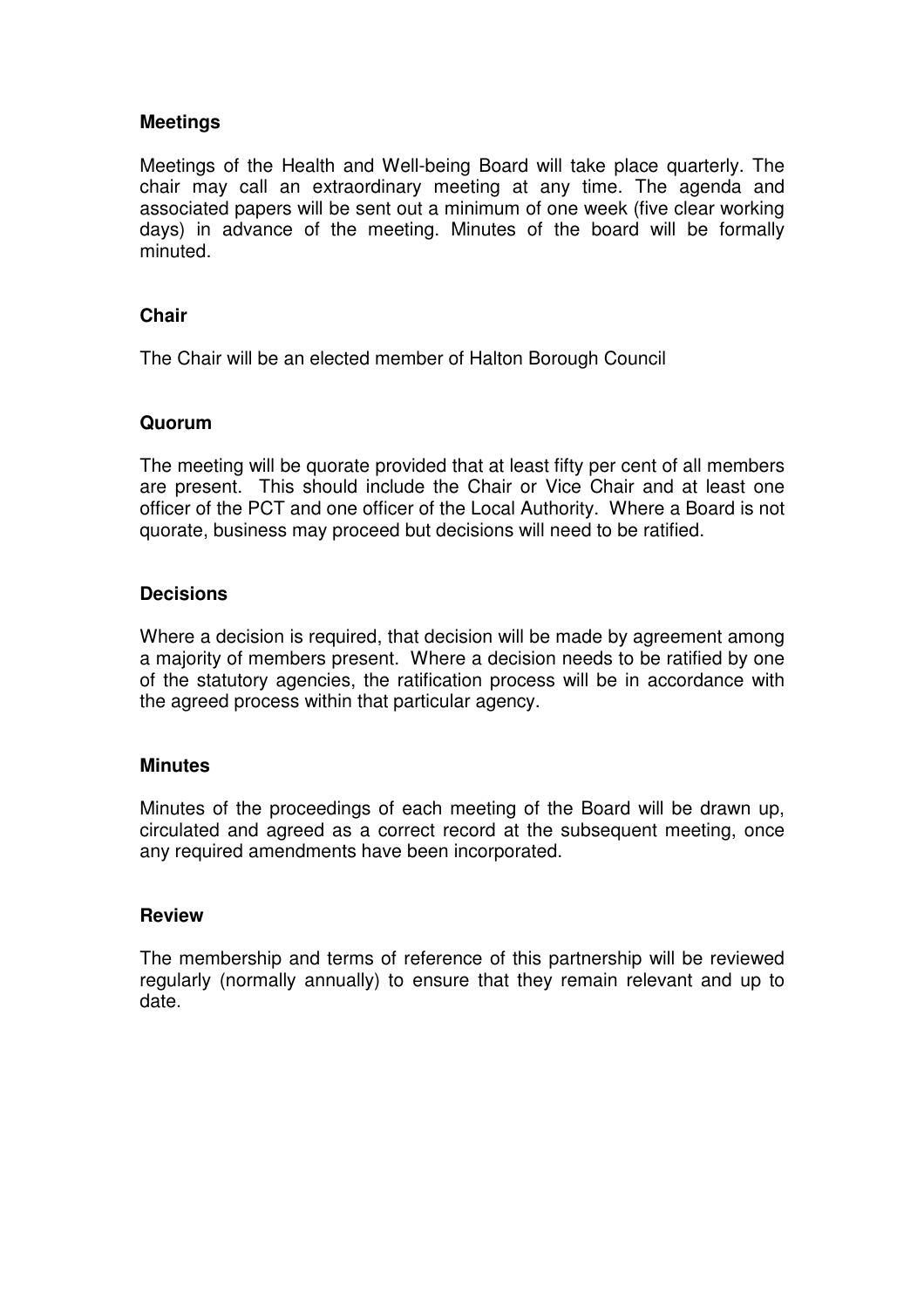**Meetings**

Meetings of the Health and Well-being Board will take place quarterly. The chair may call an extraordinary meeting at any time. The agenda and associated papers will be sent out a minimum of one week (five clear working days) in advance of the meeting. Minutes of the board will be formally minuted.

**Chair**

The Chair will be an elected member of Halton Borough Council

**Quorum**

The meeting will be quorate provided that at least fifty per cent of all members are present. This should include the Chair or Vice Chair and at least one officer of the PCT and one officer of the Local Authority. Where a Board is not quorate, business may proceed but decisions will need to be ratified.

**Decisions**

Where a decision is required, that decision will be made by agreement among a majority of members present. Where a decision needs to be ratified by one of the statutory agencies, the ratification process will be in accordance with the agreed process within that particular agency.

**Minutes**

Minutes of the proceedings of each meeting of the Board will be drawn up, circulated and agreed as a correct record at the subsequent meeting, once any required amendments have been incorporated.

**Review**

The membership and terms of reference of this partnership will be reviewed regularly (normally annually) to ensure that they remain relevant and up to date.